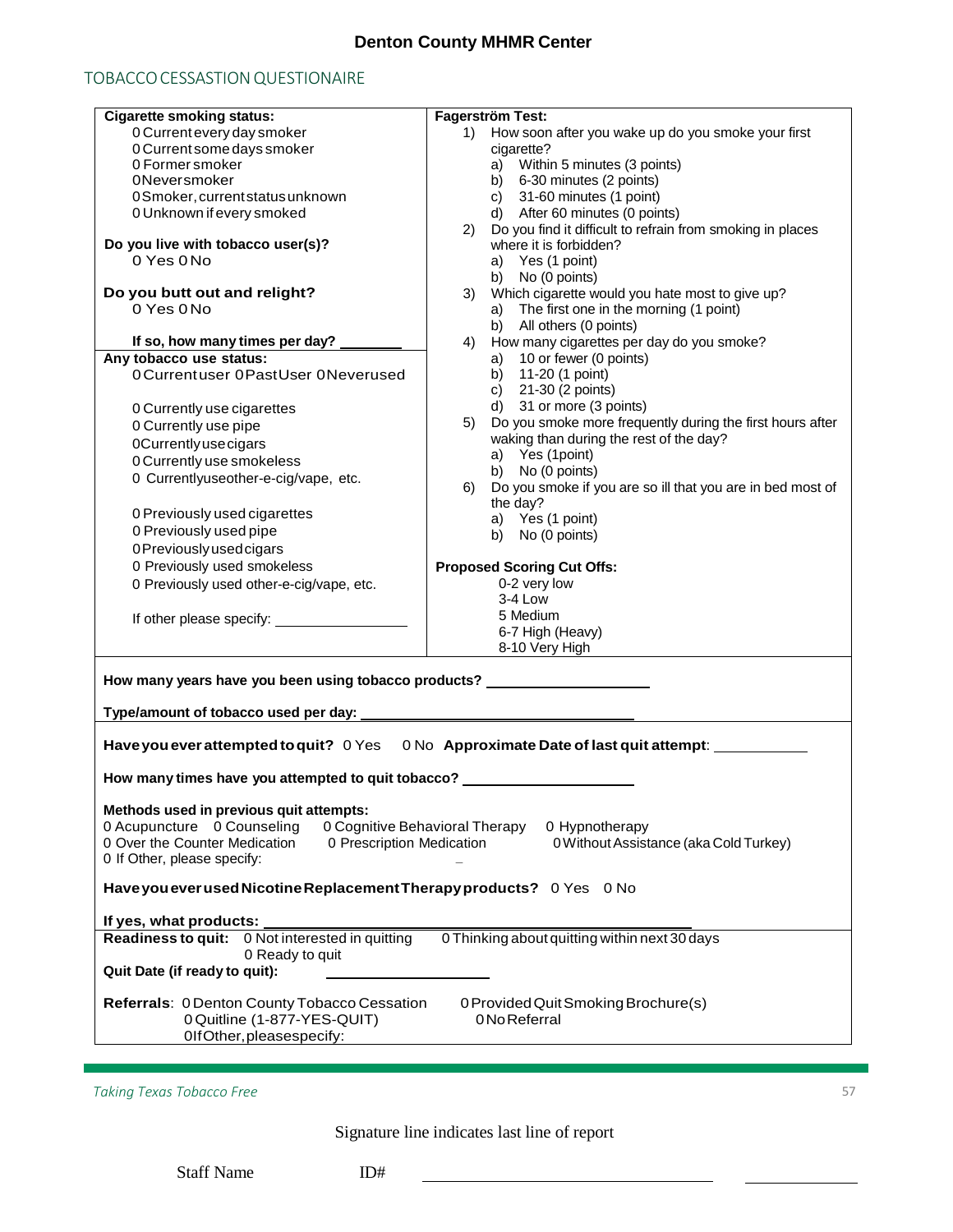# Denton County MHMR Center

## TOBACCO CESSASTION QUESTIONAIRE

**Cigarette smoking status:**

0 Current every day smoker
0 Current some days smoker
0 Former smoker
0 Never smoker
0 Smoker, current status unknown
0 Unknown if every smoked

**Do you live with tobacco user(s)?**
0 Yes 0 No

**Do you butt out and relight?**
0 Yes 0 No

**If so, how many times per day?** ________

**Any tobacco use status:**
0 Current user 0 Past User 0 Never used

0 Currently use cigarettes
0 Currently use pipe
0 Currently use cigars
0 Currently use smokeless
0 Currently use other-e-cig/vape, etc.

0 Previously used cigarettes
0 Previously used pipe
0 Previously used cigars
0 Previously used smokeless
0 Previously used other-e-cig/vape, etc.

If other please specify: ________________

**Fagerström Test:**

1) How soon after you wake up do you smoke your first cigarette?
   a) Within 5 minutes (3 points)
   b) 6-30 minutes (2 points)
   c) 31-60 minutes (1 point)
   d) After 60 minutes (0 points)
2) Do you find it difficult to refrain from smoking in places where it is forbidden?
   a) Yes (1 point)
   b) No (0 points)
3) Which cigarette would you hate most to give up?
   a) The first one in the morning (1 point)
   b) All others (0 points)
4) How many cigarettes per day do you smoke?
   a) 10 or fewer (0 points)
   b) 11-20 (1 point)
   c) 21-30 (2 points)
   d) 31 or more (3 points)
5) Do you smoke more frequently during the first hours after waking than during the rest of the day?
   a) Yes (1point)
   b) No (0 points)
6) Do you smoke if you are so ill that you are in bed most of the day?
   a) Yes (1 point)
   b) No (0 points)

**Proposed Scoring Cut Offs:**
0-2 very low
3-4 Low
5 Medium
6-7 High (Heavy)
8-10 Very High

**How many years have you been using tobacco products?** ____________________

**Type/amount of tobacco used per day:** ________________________________

**Have you ever attempted to quit?** 0 Yes 0 No **Approximate Date of last quit attempt**: ___________

**How many times have you attempted to quit tobacco?** ____________________

**Methods used in previous quit attempts:**
0 Acupuncture 0 Counseling 0 Cognitive Behavioral Therapy 0 Hypnotherapy
0 Over the Counter Medication 0 Prescription Medication 0 Without Assistance (aka Cold Turkey)
0 If Other, please specify:

**Have you ever used Nicotine Replacement Therapy products?** 0 Yes 0 No

**If yes, what products:** ________________________________________________

**Readiness to quit:** 0 Not interested in quitting 0 Thinking about quitting within next 30 days
0 Ready to quit

**Quit Date (if ready to quit):** ____________________

**Referrals**: 0 Denton County Tobacco Cessation 0 Provided Quit Smoking Brochure(s)
0 Quitline (1-877-YES-QUIT) 0 No Referral
0 If Other, please specify:

*Taking Texas Tobacco Free*

Signature line indicates last line of report

Staff Name ID# ______________________________ ____________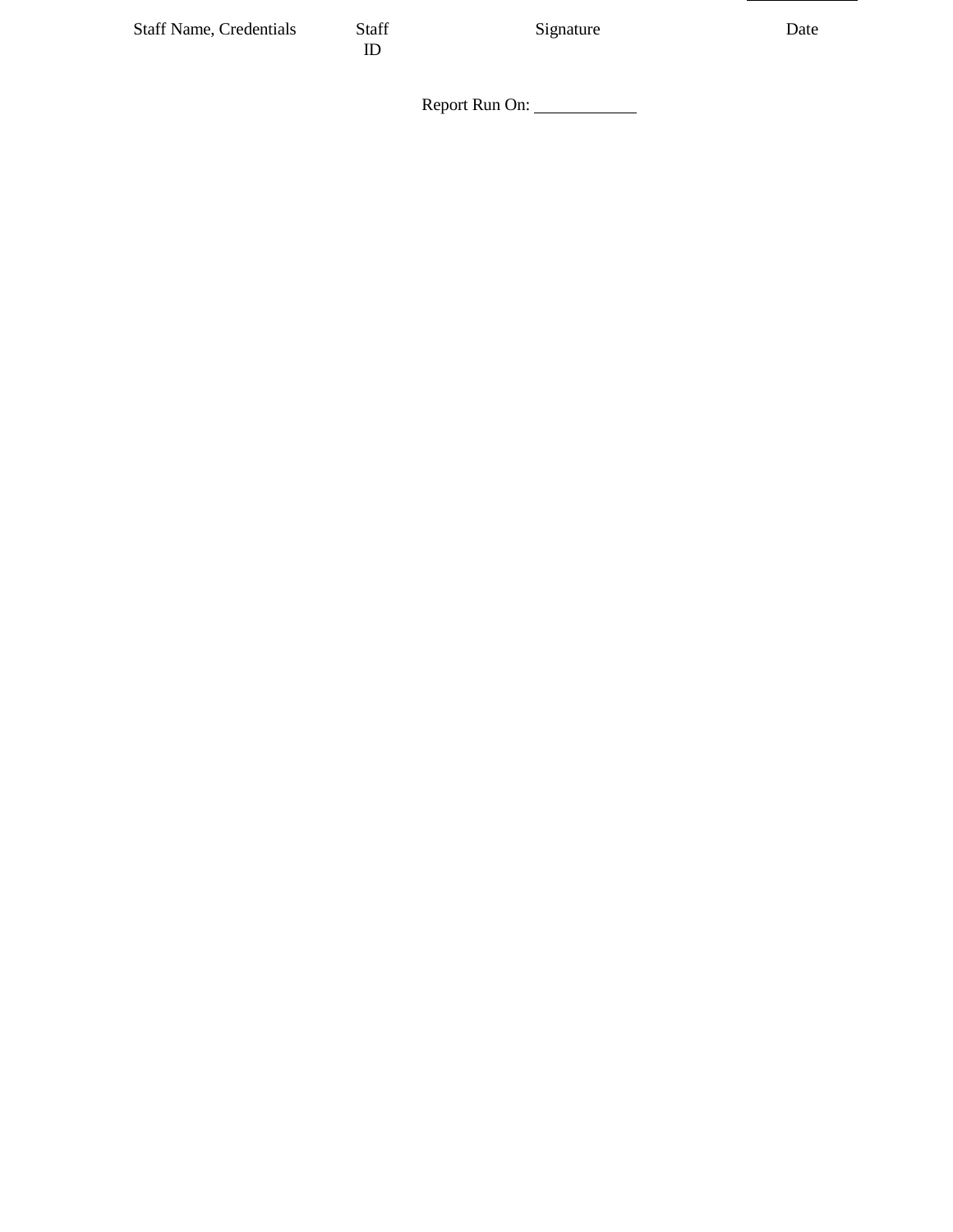| Staff Name, Credentials | Staff ID | Signature | Date |
|---|---|---|---|

Report Run On: ____________